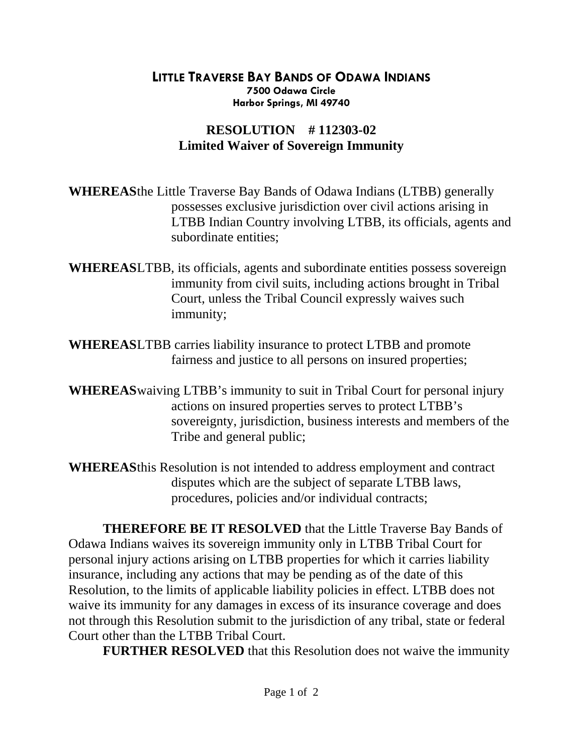**LITTLE TRAVERSE BAY BANDS OF ODAWA INDIANS**
**7500 Odawa Circle**
**Harbor Springs, MI 49740**

# RESOLUTION # 112303-02
## Limited Waiver of Sovereign Immunity

**WHEREAS** the Little Traverse Bay Bands of Odawa Indians (LTBB) generally possesses exclusive jurisdiction over civil actions arising in LTBB Indian Country involving LTBB, its officials, agents and subordinate entities;

**WHEREAS** LTBB, its officials, agents and subordinate entities possess sovereign immunity from civil suits, including actions brought in Tribal Court, unless the Tribal Council expressly waives such immunity;

**WHEREAS** LTBB carries liability insurance to protect LTBB and promote fairness and justice to all persons on insured properties;

**WHEREAS** waiving LTBB's immunity to suit in Tribal Court for personal injury actions on insured properties serves to protect LTBB's sovereignty, jurisdiction, business interests and members of the Tribe and general public;

**WHEREAS** this Resolution is not intended to address employment and contract disputes which are the subject of separate LTBB laws, procedures, policies and/or individual contracts;

**THEREFORE BE IT RESOLVED** that the Little Traverse Bay Bands of Odawa Indians waives its sovereign immunity only in LTBB Tribal Court for personal injury actions arising on LTBB properties for which it carries liability insurance, including any actions that may be pending as of the date of this Resolution, to the limits of applicable liability policies in effect. LTBB does not waive its immunity for any damages in excess of its insurance coverage and does not through this Resolution submit to the jurisdiction of any tribal, state or federal Court other than the LTBB Tribal Court.

**FURTHER RESOLVED** that this Resolution does not waive the immunity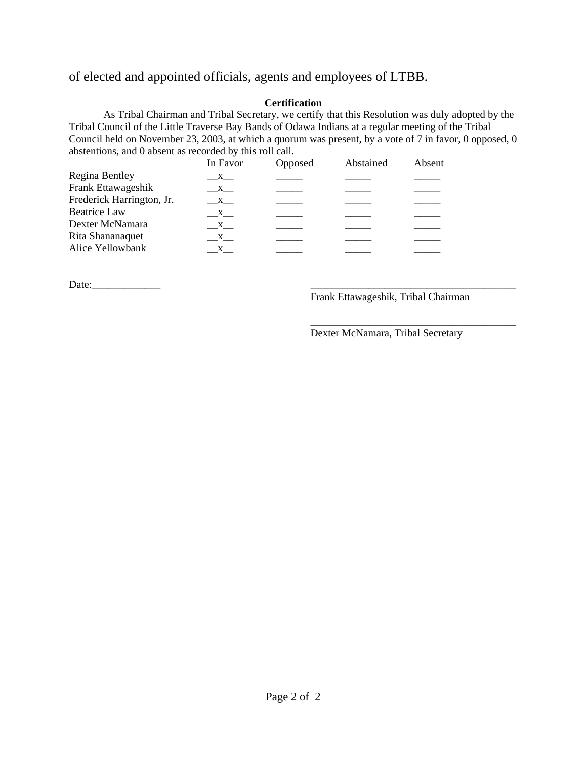of elected and appointed officials, agents and employees of LTBB.

**Certification**

As Tribal Chairman and Tribal Secretary, we certify that this Resolution was duly adopted by the Tribal Council of the Little Traverse Bay Bands of Odawa Indians at a regular meeting of the Tribal Council held on November 23, 2003, at which a quorum was present, by a vote of 7 in favor, 0 opposed, 0 abstentions, and 0 absent as recorded by this roll call.

| | In Favor | Opposed | Abstained | Absent |
|---|---|---|---|---|
| Regina Bentley | x | | | |
| Frank Ettawageshik | x | | | |
| Frederick Harrington, Jr. | x | | | |
| Beatrice Law | x | | | |
| Dexter McNamara | x | | | |
| Rita Shananaquet | x | | | |
| Alice Yellowbank | x | | | |

Date:_____________

_______________________________________
Frank Ettawageshik, Tribal Chairman

_______________________________________
Dexter McNamara, Tribal Secretary